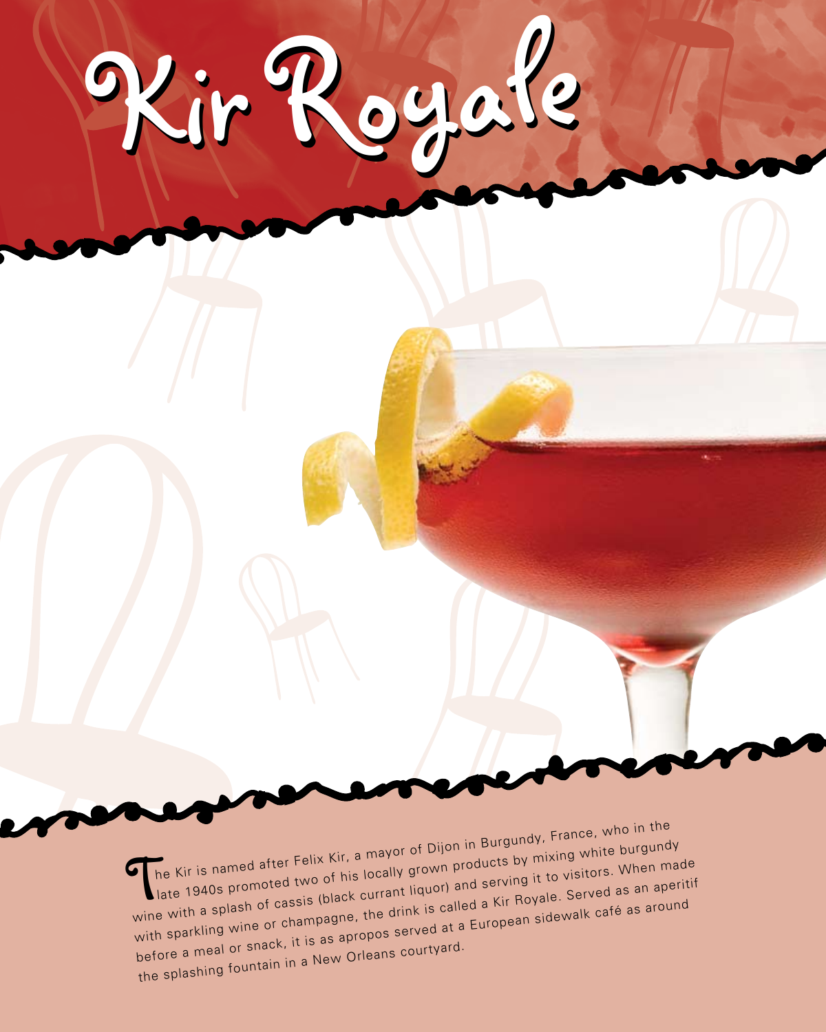# Kir Royale

The Kir is named after Felix Kir, a mayor of Dijon in Burgundy, France, who in the late 1940s promoted two of his locally grown products by mixing white burgundy wine with a splash of cassis (black currant liquor) and serving it to visitors. When made with sparkling wine or champagne, the drink is called a Kir Royale. Served as an aperitif before a meal or snack, it is as apropos served at a European sidewalk café as around the splashing fountain in a New Orleans courtyard.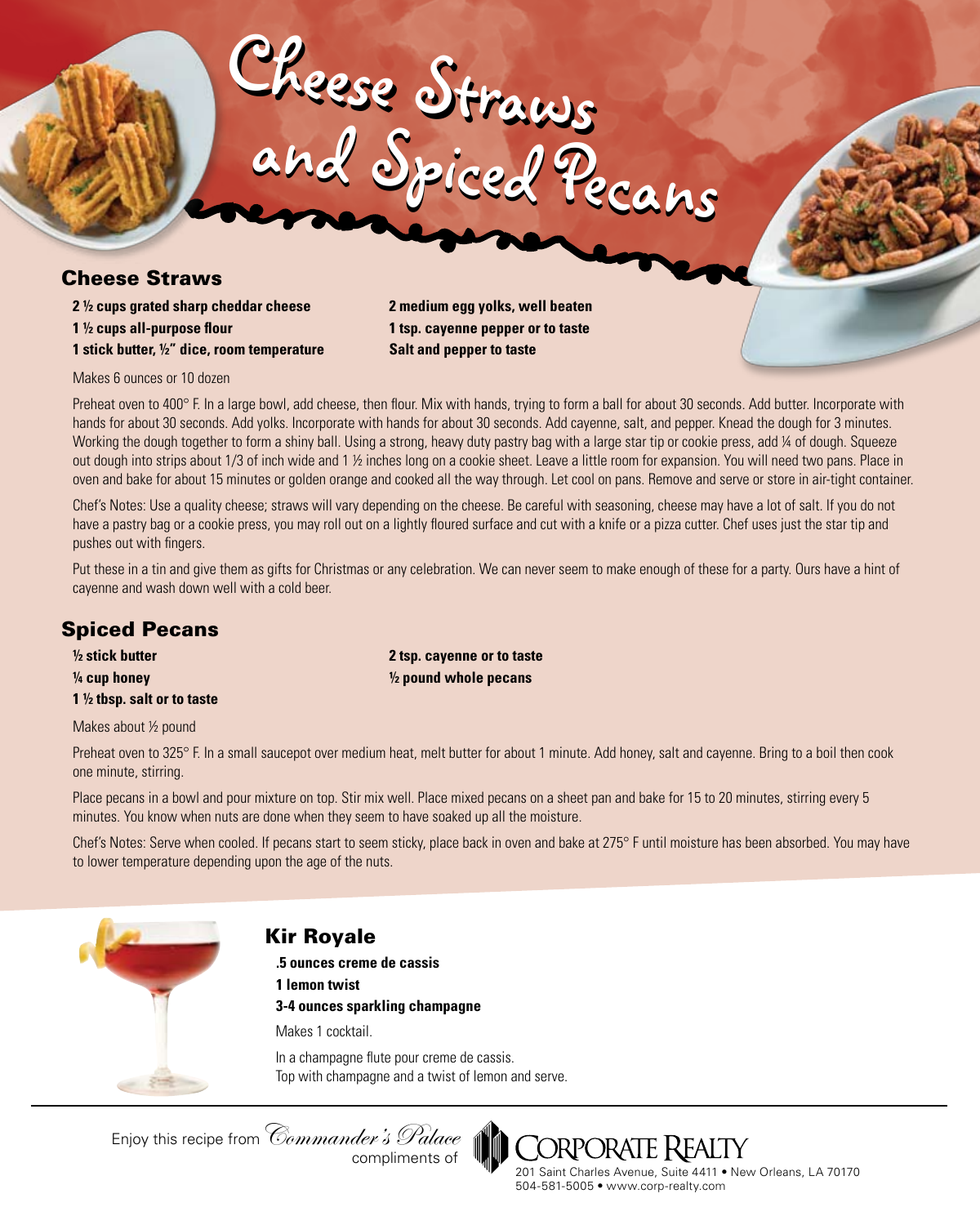# Cheese Straws and Spiced Pecans

## Cheese Straws

**2 ½ cups grated sharp cheddar cheese**
**1 ½ cups all-purpose flour**
**1 stick butter, ½" dice, room temperature**
**2 medium egg yolks, well beaten**
**1 tsp. cayenne pepper or to taste**
**Salt and pepper to taste**

Makes 6 ounces or 10 dozen

Preheat oven to 400° F. In a large bowl, add cheese, then flour. Mix with hands, trying to form a ball for about 30 seconds. Add butter. Incorporate with hands for about 30 seconds. Add yolks. Incorporate with hands for about 30 seconds. Add cayenne, salt, and pepper. Knead the dough for 3 minutes. Working the dough together to form a shiny ball. Using a strong, heavy duty pastry bag with a large star tip or cookie press, add ¼ of dough. Squeeze out dough into strips about 1/3 of inch wide and 1 ½ inches long on a cookie sheet. Leave a little room for expansion. You will need two pans. Place in oven and bake for about 15 minutes or golden orange and cooked all the way through. Let cool on pans. Remove and serve or store in air-tight container.

Chef's Notes: Use a quality cheese; straws will vary depending on the cheese. Be careful with seasoning, cheese may have a lot of salt. If you do not have a pastry bag or a cookie press, you may roll out on a lightly floured surface and cut with a knife or a pizza cutter. Chef uses just the star tip and pushes out with fingers.

Put these in a tin and give them as gifts for Christmas or any celebration. We can never seem to make enough of these for a party. Ours have a hint of cayenne and wash down well with a cold beer.

## Spiced Pecans

**½ stick butter**
**¼ cup honey**
**1 ½ tbsp. salt or to taste**
**2 tsp. cayenne or to taste**
**½ pound whole pecans**

Makes about ½ pound

Preheat oven to 325° F. In a small saucepot over medium heat, melt butter for about 1 minute. Add honey, salt and cayenne. Bring to a boil then cook one minute, stirring.

Place pecans in a bowl and pour mixture on top. Stir mix well. Place mixed pecans on a sheet pan and bake for 15 to 20 minutes, stirring every 5 minutes. You know when nuts are done when they seem to have soaked up all the moisture.

Chef's Notes: Serve when cooled. If pecans start to seem sticky, place back in oven and bake at 275° F until moisture has been absorbed. You may have to lower temperature depending upon the age of the nuts.

## Kir Royale

**.5 ounces creme de cassis**
**1 lemon twist**
**3-4 ounces sparkling champagne**

Makes 1 cocktail.

In a champagne flute pour creme de cassis.
Top with champagne and a twist of lemon and serve.

---

Enjoy this recipe from *Commander's Palace* compliments of CORPORATE REALTY
201 Saint Charles Avenue, Suite 4411 • New Orleans, LA 70170
504-581-5005 • www.corp-realty.com